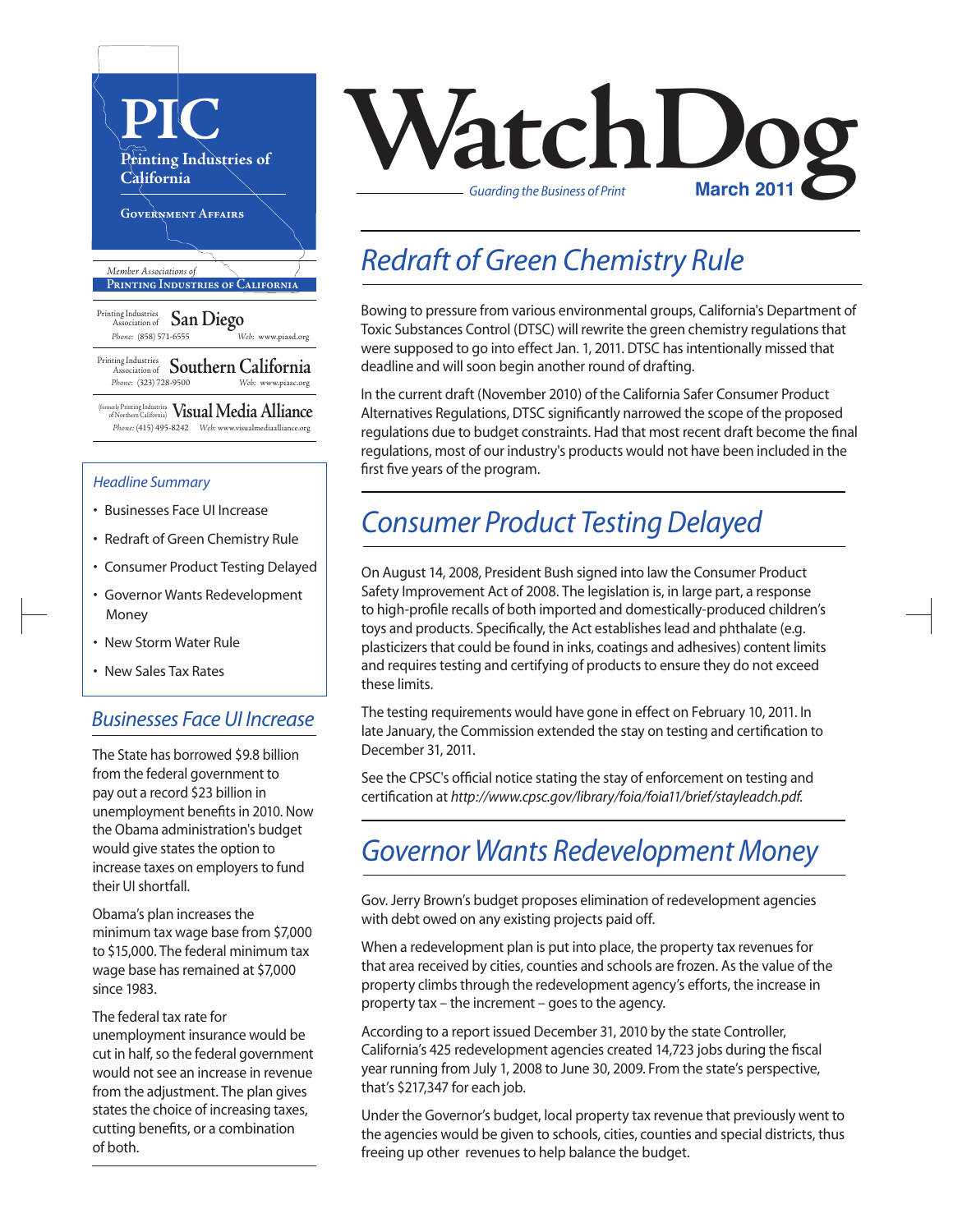# PIC

Printing Industries of California

Government Affairs

*Member Associations of*
**Printing Industries of California**

Printing Industries Association of **San Diego**
Phone: (858) 571-6555 Web: www.piasd.org

Printing Industries Association of **Southern California**
Phone: (323) 728-9500 Web: www.piasc.org

(formerly Printing Industries of Northern California) **Visual Media Alliance**
Phone: (415) 495-8242 Web: www.visualmediaalliance.org

# WatchDog

*Guarding the Business of Print*

**March 2011**

*Headline Summary*

- Businesses Face UI Increase
- Redraft of Green Chemistry Rule
- Consumer Product Testing Delayed
- Governor Wants Redevelopment Money
- New Storm Water Rule
- New Sales Tax Rates

## *Businesses Face UI Increase*

The State has borrowed $9.8 billion from the federal government to pay out a record $23 billion in unemployment benefits in 2010. Now the Obama administration's budget would give states the option to increase taxes on employers to fund their UI shortfall.

Obama's plan increases the minimum tax wage base from $7,000 to $15,000. The federal minimum tax wage base has remained at $7,000 since 1983.

The federal tax rate for unemployment insurance would be cut in half, so the federal government would not see an increase in revenue from the adjustment. The plan gives states the choice of increasing taxes, cutting benefits, or a combination of both.

## *Redraft of Green Chemistry Rule*

Bowing to pressure from various environmental groups, California's Department of Toxic Substances Control (DTSC) will rewrite the green chemistry regulations that were supposed to go into effect Jan. 1, 2011. DTSC has intentionally missed that deadline and will soon begin another round of drafting.

In the current draft (November 2010) of the California Safer Consumer Product Alternatives Regulations, DTSC significantly narrowed the scope of the proposed regulations due to budget constraints. Had that most recent draft become the final regulations, most of our industry's products would not have been included in the first five years of the program.

## *Consumer Product Testing Delayed*

On August 14, 2008, President Bush signed into law the Consumer Product Safety Improvement Act of 2008. The legislation is, in large part, a response to high-profile recalls of both imported and domestically-produced children's toys and products. Specifically, the Act establishes lead and phthalate (e.g. plasticizers that could be found in inks, coatings and adhesives) content limits and requires testing and certifying of products to ensure they do not exceed these limits.

The testing requirements would have gone in effect on February 10, 2011. In late January, the Commission extended the stay on testing and certification to December 31, 2011.

See the CPSC's official notice stating the stay of enforcement on testing and certification at *http://www.cpsc.gov/library/foia/foia11/brief/stayleadch.pdf.*

## *Governor Wants Redevelopment Money*

Gov. Jerry Brown's budget proposes elimination of redevelopment agencies with debt owed on any existing projects paid off.

When a redevelopment plan is put into place, the property tax revenues for that area received by cities, counties and schools are frozen. As the value of the property climbs through the redevelopment agency's efforts, the increase in property tax – the increment – goes to the agency.

According to a report issued December 31, 2010 by the state Controller, California's 425 redevelopment agencies created 14,723 jobs during the fiscal year running from July 1, 2008 to June 30, 2009. From the state's perspective, that's $217,347 for each job.

Under the Governor's budget, local property tax revenue that previously went to the agencies would be given to schools, cities, counties and special districts, thus freeing up other revenues to help balance the budget.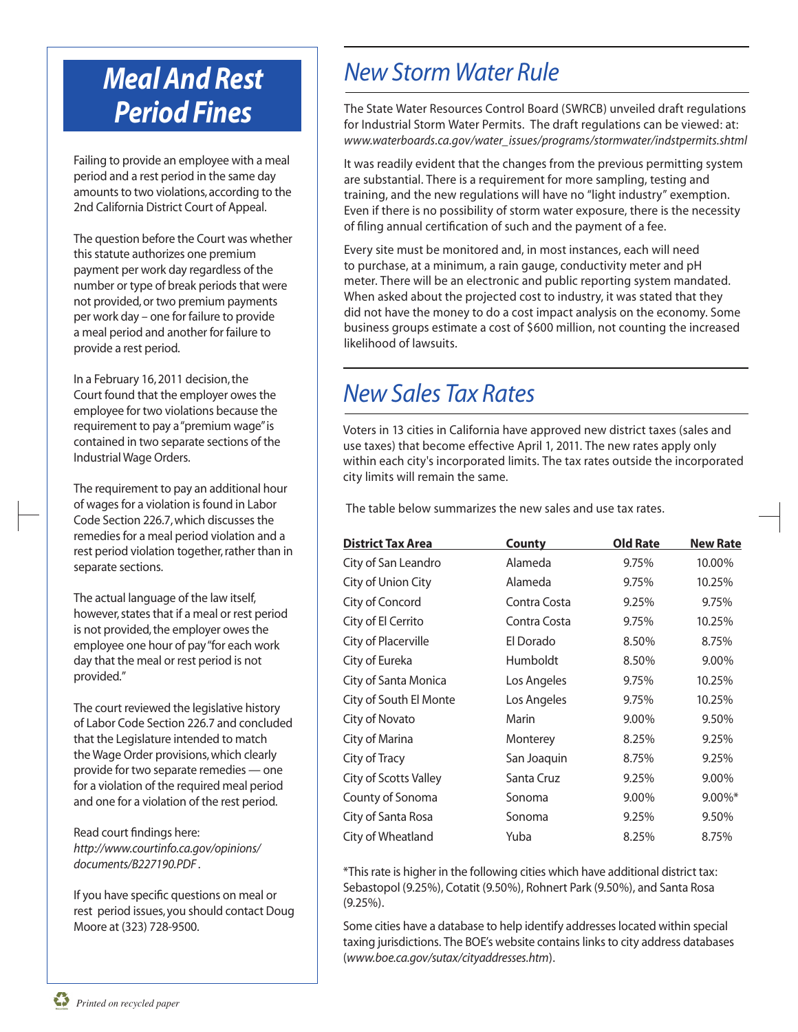# Meal And Rest Period Fines

Failing to provide an employee with a meal period and a rest period in the same day amounts to two violations, according to the 2nd California District Court of Appeal.

The question before the Court was whether this statute authorizes one premium payment per work day regardless of the number or type of break periods that were not provided, or two premium payments per work day – one for failure to provide a meal period and another for failure to provide a rest period.

In a February 16, 2011 decision, the Court found that the employer owes the employee for two violations because the requirement to pay a "premium wage" is contained in two separate sections of the Industrial Wage Orders.

The requirement to pay an additional hour of wages for a violation is found in Labor Code Section 226.7, which discusses the remedies for a meal period violation and a rest period violation together, rather than in separate sections.

The actual language of the law itself, however, states that if a meal or rest period is not provided, the employer owes the employee one hour of pay "for each work day that the meal or rest period is not provided."

The court reviewed the legislative history of Labor Code Section 226.7 and concluded that the Legislature intended to match the Wage Order provisions, which clearly provide for two separate remedies — one for a violation of the required meal period and one for a violation of the rest period.

Read court findings here: *http://www.courtinfo.ca.gov/opinions/documents/B227190.PDF* .

If you have specific questions on meal or rest period issues, you should contact Doug Moore at (323) 728-9500.

# New Storm Water Rule

The State Water Resources Control Board (SWRCB) unveiled draft regulations for Industrial Storm Water Permits. The draft regulations can be viewed: at: *www.waterboards.ca.gov/water_issues/programs/stormwater/indstpermits.shtml*

It was readily evident that the changes from the previous permitting system are substantial. There is a requirement for more sampling, testing and training, and the new regulations will have no "light industry" exemption. Even if there is no possibility of storm water exposure, there is the necessity of filing annual certification of such and the payment of a fee.

Every site must be monitored and, in most instances, each will need to purchase, at a minimum, a rain gauge, conductivity meter and pH meter. There will be an electronic and public reporting system mandated. When asked about the projected cost to industry, it was stated that they did not have the money to do a cost impact analysis on the economy. Some business groups estimate a cost of $600 million, not counting the increased likelihood of lawsuits.

# New Sales Tax Rates

Voters in 13 cities in California have approved new district taxes (sales and use taxes) that become effective April 1, 2011. The new rates apply only within each city's incorporated limits. The tax rates outside the incorporated city limits will remain the same.

The table below summarizes the new sales and use tax rates.

| District Tax Area | County | Old Rate | New Rate |
|---|---|---|---|
| City of San Leandro | Alameda | 9.75% | 10.00% |
| City of Union City | Alameda | 9.75% | 10.25% |
| City of Concord | Contra Costa | 9.25% | 9.75% |
| City of El Cerrito | Contra Costa | 9.75% | 10.25% |
| City of Placerville | El Dorado | 8.50% | 8.75% |
| City of Eureka | Humboldt | 8.50% | 9.00% |
| City of Santa Monica | Los Angeles | 9.75% | 10.25% |
| City of South El Monte | Los Angeles | 9.75% | 10.25% |
| City of Novato | Marin | 9.00% | 9.50% |
| City of Marina | Monterey | 8.25% | 9.25% |
| City of Tracy | San Joaquin | 8.75% | 9.25% |
| City of Scotts Valley | Santa Cruz | 9.25% | 9.00% |
| County of Sonoma | Sonoma | 9.00% | 9.00%* |
| City of Santa Rosa | Sonoma | 9.25% | 9.50% |
| City of Wheatland | Yuba | 8.25% | 8.75% |

*This rate is higher in the following cities which have additional district tax: Sebastopol (9.25%), Cotatit (9.50%), Rohnert Park (9.50%), and Santa Rosa (9.25%).

Some cities have a database to help identify addresses located within special taxing jurisdictions. The BOE's website contains links to city address databases (*www.boe.ca.gov/sutax/cityaddresses.htm*).

*Printed on recycled paper*